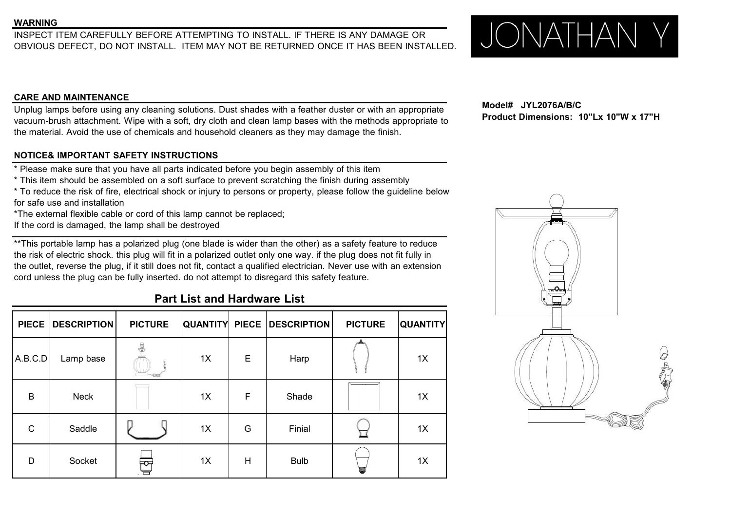## WARNING

INSPECT ITEM CAREFULLY BEFORE ATTEMPTING TO INSTALL. IF THERE IS ANY DAMAGE OR OBVIOUS DEFECT, DO NOT INSTALL. ITEM MAY NOT BE RETURNED ONCE IT HAS BEEN INSTALLED.

# JONATHAN Y

**Model# JYL2076A/B/C**
**Product Dimensions: 10"Lx 10"W x 17"H**

## CARE AND MAINTENANCE

Unplug lamps before using any cleaning solutions. Dust shades with a feather duster or with an appropriate vacuum-brush attachment. Wipe with a soft, dry cloth and clean lamp bases with the methods appropriate to the material. Avoid the use of chemicals and household cleaners as they may damage the finish.

## NOTICE& IMPORTANT SAFETY INSTRUCTIONS

* Please make sure that you have all parts indicated before you begin assembly of this item
* This item should be assembled on a soft surface to prevent scratching the finish during assembly
* To reduce the risk of fire, electrical shock or injury to persons or property, please follow the guideline below for safe use and installation

*The external flexible cable or cord of this lamp cannot be replaced;
If the cord is damaged, the lamp shall be destroyed

**This portable lamp has a polarized plug (one blade is wider than the other) as a safety feature to reduce the risk of electric shock. this plug will fit in a polarized outlet only one way. if the plug does not fit fully in the outlet, reverse the plug, if it still does not fit, contact a qualified electrician. Never use with an extension cord unless the plug can be fully inserted. do not attempt to disregard this safety feature.

## Part List and Hardware List

| PIECE | DESCRIPTION | PICTURE | QUANTITY | PIECE | DESCRIPTION | PICTURE | QUANTITY |
|---|---|---|---|---|---|---|---|
| A.B.C.D | Lamp base | | 1X | E | Harp | | 1X |
| B | Neck | | 1X | F | Shade | | 1X |
| C | Saddle | | 1X | G | Finial | | 1X |
| D | Socket | | 1X | H | Bulb | | 1X |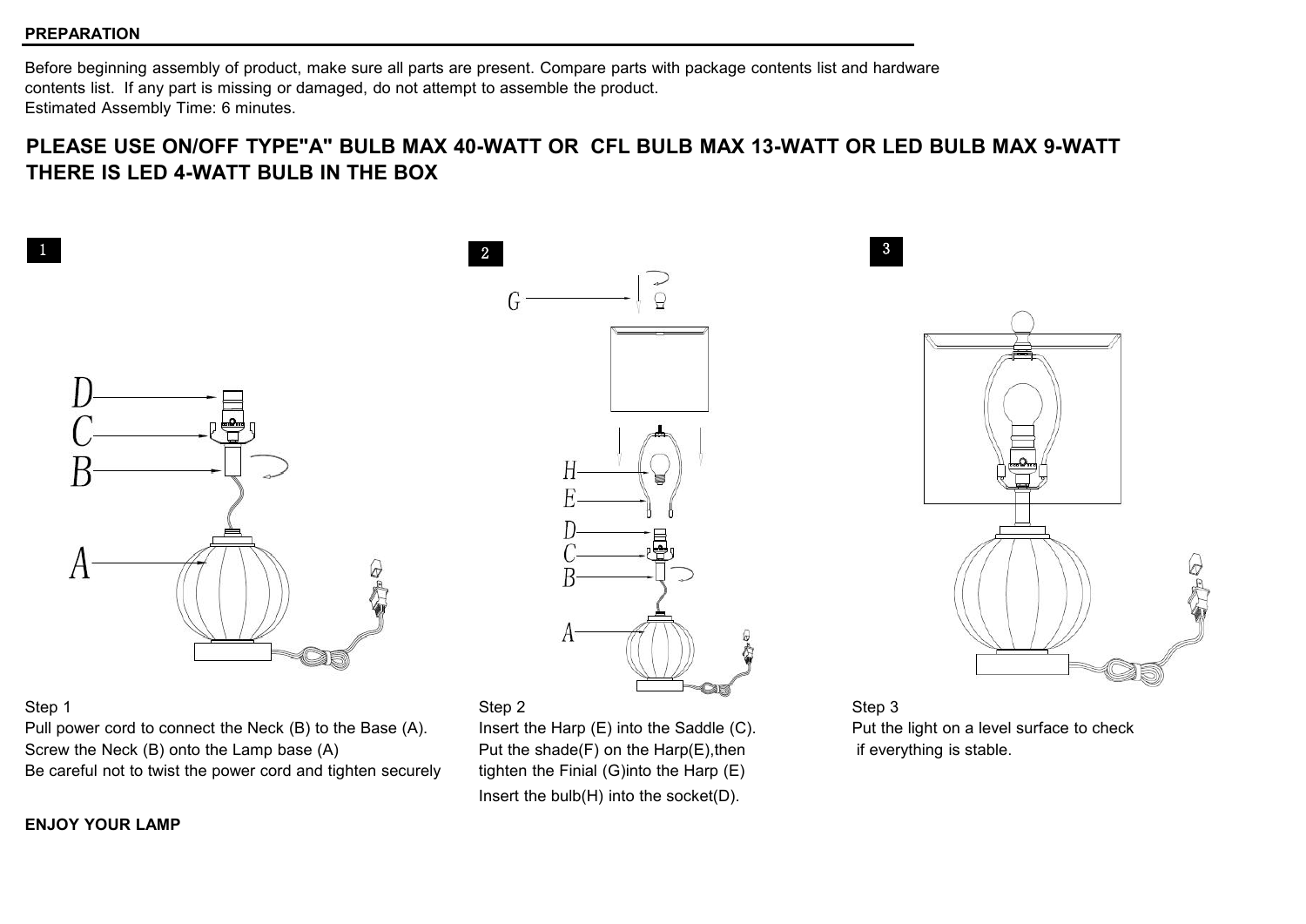## PREPARATION

Before beginning assembly of product, make sure all parts are present. Compare parts with package contents list and hardware contents list. If any part is missing or damaged, do not attempt to assemble the product.
Estimated Assembly Time: 6 minutes.

**PLEASE USE ON/OFF TYPE"A" BULB MAX 40-WATT OR CFL BULB MAX 13-WATT OR LED BULB MAX 9-WATT**
**THERE IS LED 4-WATT BULB IN THE BOX**

1

D
C
B
A

Step 1
Pull power cord to connect the Neck (B) to the Base (A).
Screw the Neck (B) onto the Lamp base (A)
Be careful not to twist the power cord and tighten securely

2

G
H
E
D
C
B
A

Step 2
Insert the Harp (E) into the Saddle (C).
Put the shade(F) on the Harp(E),then tighten the Finial (G)into the Harp (E)
Insert the bulb(H) into the socket(D).

3

Step 3
Put the light on a level surface to check if everything is stable.

**ENJOY YOUR LAMP**